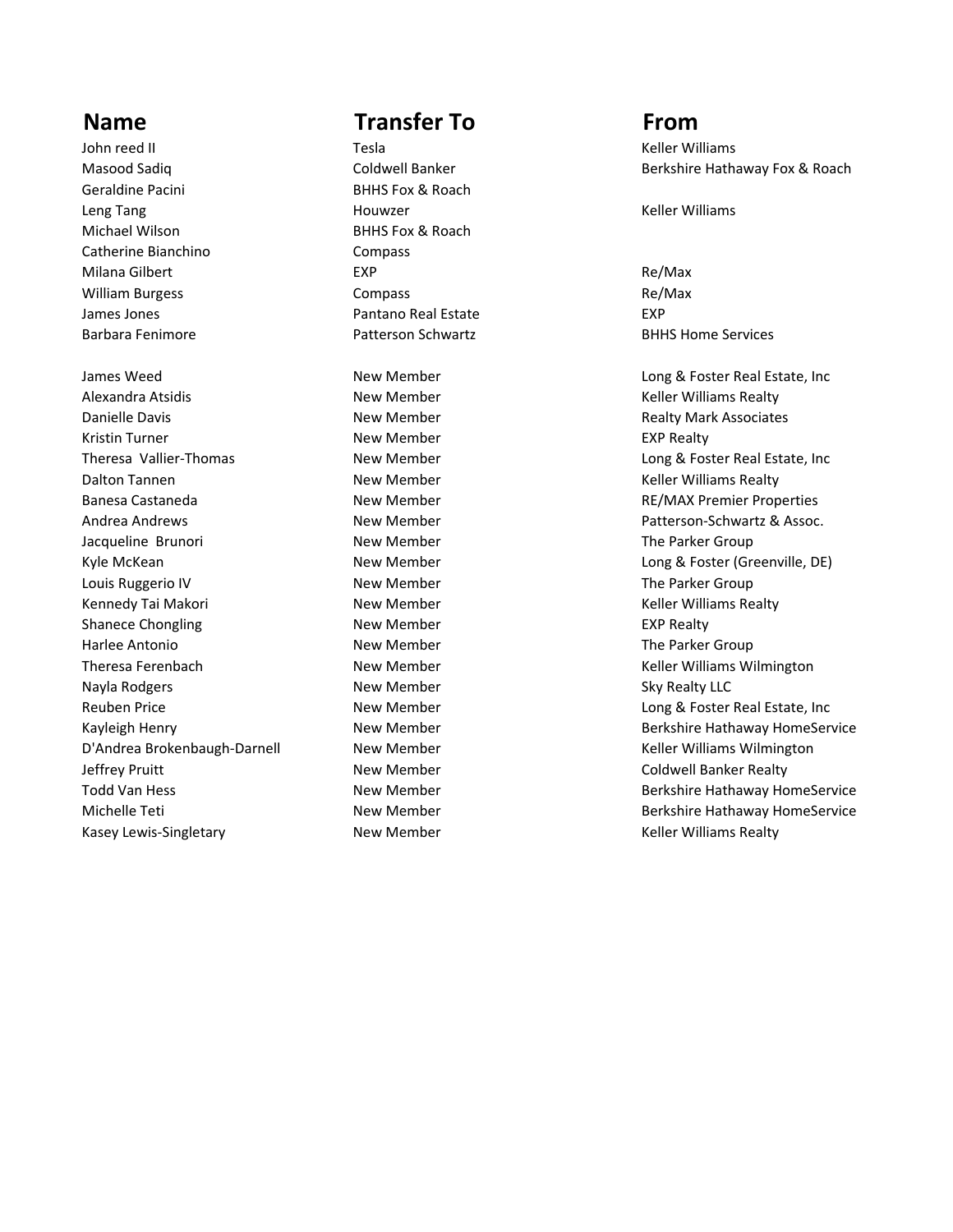| Name | Transfer To | From |
|---|---|---|
| John reed II | Tesla | Keller Williams |
| Masood Sadiq | Coldwell Banker | Berkshire Hathaway Fox & Roach |
| Geraldine Pacini | BHHS Fox & Roach | |
| Leng Tang | Houwzer | Keller Williams |
| Michael Wilson | BHHS Fox & Roach | |
| Catherine Bianchino | Compass | |
| Milana Gilbert | EXP | Re/Max |
| William Burgess | Compass | Re/Max |
| James Jones | Pantano Real Estate | EXP |
| Barbara Fenimore | Patterson Schwartz | BHHS Home Services |
| | | |
| James Weed | New Member | Long & Foster Real Estate, Inc |
| Alexandra Atsidis | New Member | Keller Williams Realty |
| Danielle Davis | New Member | Realty Mark Associates |
| Kristin Turner | New Member | EXP Realty |
| Theresa  Vallier-Thomas | New Member | Long & Foster Real Estate, Inc |
| Dalton Tannen | New Member | Keller Williams Realty |
| Banesa Castaneda | New Member | RE/MAX Premier Properties |
| Andrea Andrews | New Member | Patterson-Schwartz & Assoc. |
| Jacqueline  Brunori | New Member | The Parker Group |
| Kyle McKean | New Member | Long & Foster (Greenville, DE) |
| Louis Ruggerio IV | New Member | The Parker Group |
| Kennedy Tai Makori | New Member | Keller Williams Realty |
| Shanece Chongling | New Member | EXP Realty |
| Harlee Antonio | New Member | The Parker Group |
| Theresa Ferenbach | New Member | Keller Williams Wilmington |
| Nayla Rodgers | New Member | Sky Realty LLC |
| Reuben Price | New Member | Long & Foster Real Estate, Inc |
| Kayleigh Henry | New Member | Berkshire Hathaway HomeService |
| D'Andrea Brokenbaugh-Darnell | New Member | Keller Williams Wilmington |
| Jeffrey Pruitt | New Member | Coldwell Banker Realty |
| Todd Van Hess | New Member | Berkshire Hathaway HomeService |
| Michelle Teti | New Member | Berkshire Hathaway HomeService |
| Kasey Lewis-Singletary | New Member | Keller Williams Realty |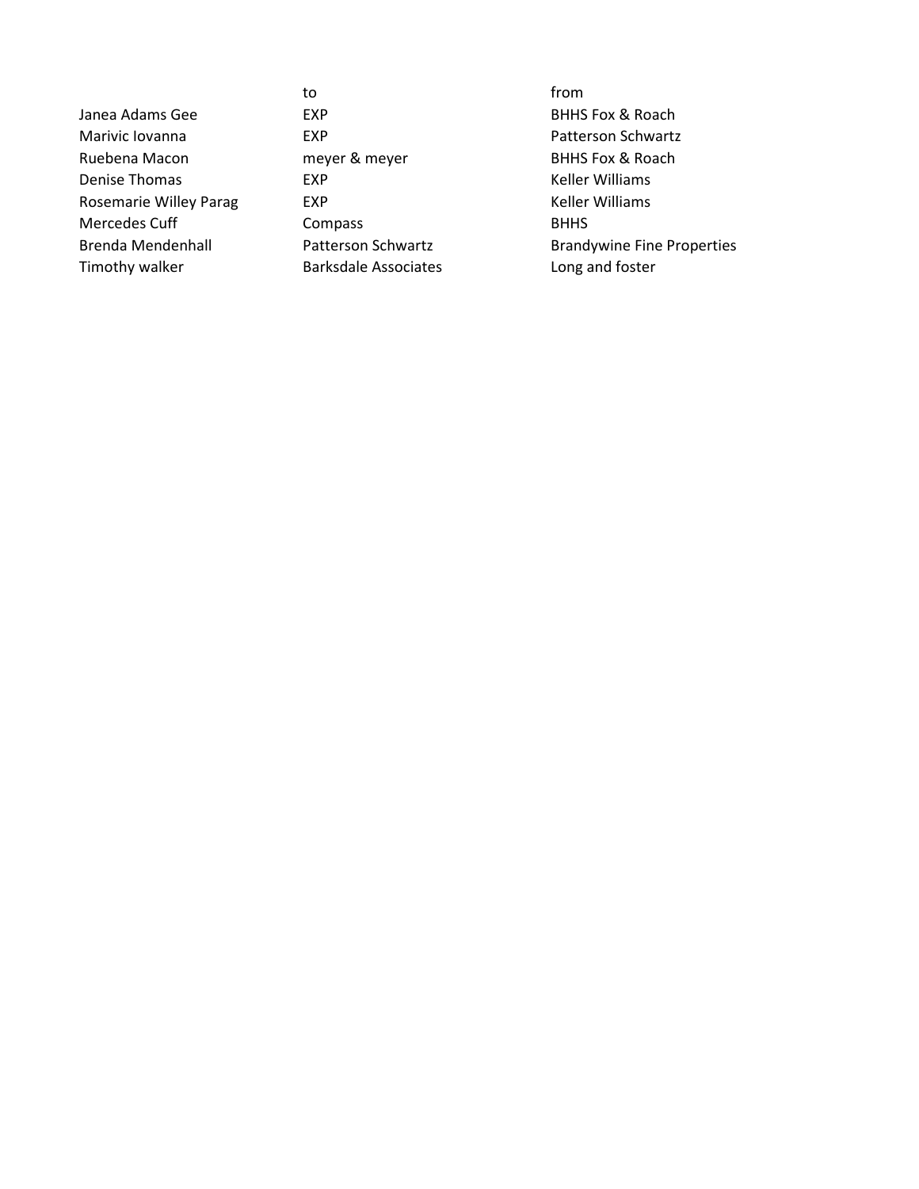| | to | from |
|---|---|---|
| Janea Adams Gee | EXP | BHHS Fox & Roach |
| Marivic Iovanna | EXP | Patterson Schwartz |
| Ruebena Macon | meyer & meyer | BHHS Fox & Roach |
| Denise Thomas | EXP | Keller Williams |
| Rosemarie Willey Parag | EXP | Keller Williams |
| Mercedes Cuff | Compass | BHHS |
| Brenda Mendenhall | Patterson Schwartz | Brandywine Fine Properties |
| Timothy walker | Barksdale Associates | Long and foster |